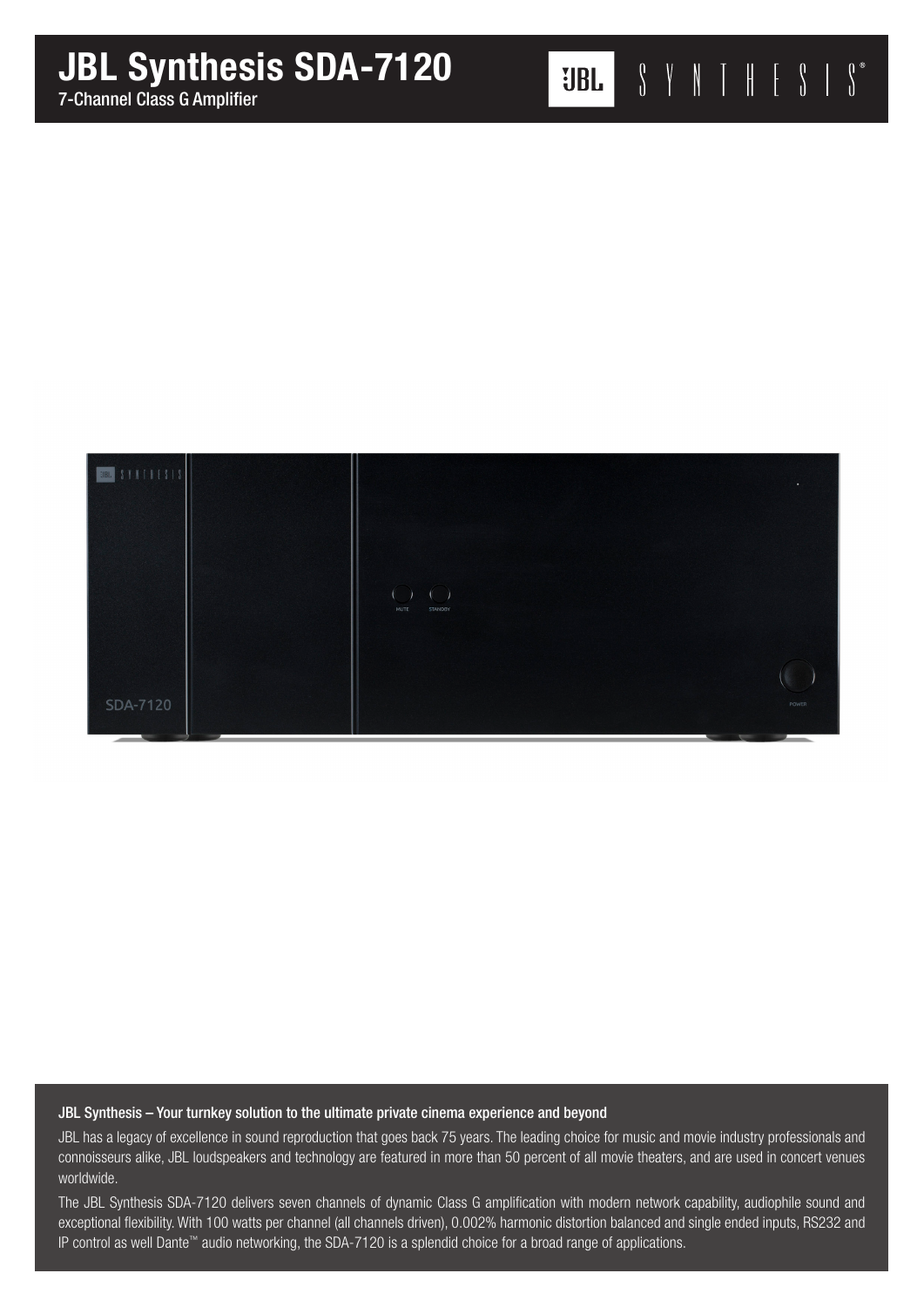# JBL Synthesis SDA-7120

7-Channel Class G Amplifier

### JBL Synthesis – Your turnkey solution to the ultimate private cinema experience and beyond

JBL has a legacy of excellence in sound reproduction that goes back 75 years. The leading choice for music and movie industry professionals and connoisseurs alike, JBL loudspeakers and technology are featured in more than 50 percent of all movie theaters, and are used in concert venues worldwide.

The JBL Synthesis SDA-7120 delivers seven channels of dynamic Class G amplification with modern network capability, audiophile sound and exceptional flexibility. With 100 watts per channel (all channels driven), 0.002% harmonic distortion balanced and single ended inputs, RS232 and IP control as well Dante™ audio networking, the SDA-7120 is a splendid choice for a broad range of applications.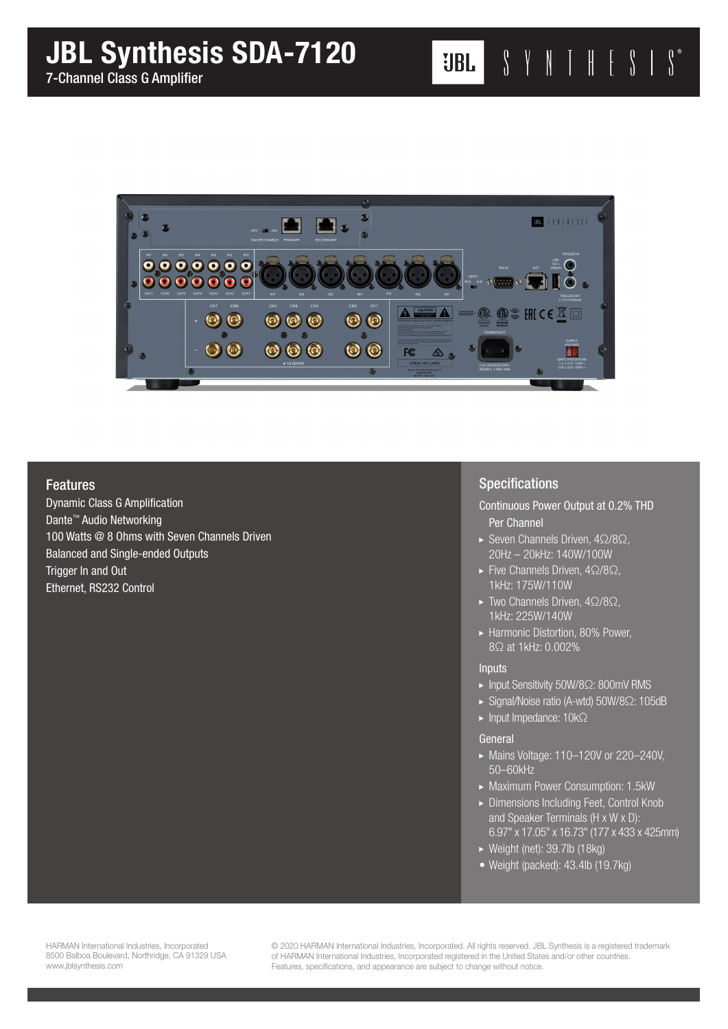# JBL Synthesis SDA-7120

7-Channel Class G Amplifier

JBL SYNTHESIS®

## Features

Dynamic Class G Amplification
Dante™ Audio Networking
100 Watts @ 8 Ohms with Seven Channels Driven
Balanced and Single-ended Outputs
Trigger In and Out
Ethernet, RS232 Control

## Specifications

### Continuous Power Output at 0.2% THD

Per Channel

- Seven Channels Driven, 4Ω/8Ω, 20Hz – 20kHz: 140W/100W
- Five Channels Driven, 4Ω/8Ω, 1kHz: 175W/110W
- Two Channels Driven, 4Ω/8Ω, 1kHz: 225W/140W
- Harmonic Distortion, 80% Power, 8Ω at 1kHz: 0.002%

### Inputs

- Input Sensitivity 50W/8Ω: 800mV RMS
- Signal/Noise ratio (A-wtd) 50W/8Ω: 105dB
- Input Impedance: 10kΩ

### General

- Mains Voltage: 110–120V or 220–240V, 50–60kHz
- Maximum Power Consumption: 1.5kW
- Dimensions Including Feet, Control Knob and Speaker Terminals (H x W x D): 6.97" x 17.05" x 16.73" (177 x 433 x 425mm)
- Weight (net): 39.7lb (18kg)
- Weight (packed): 43.4lb (19.7kg)

HARMAN International Industries, Incorporated
8500 Balboa Boulevard, Northridge, CA 91329 USA
www.jblsynthesis.com

© 2020 HARMAN International Industries, Incorporated. All rights reserved. JBL Synthesis is a registered trademark of HARMAN International Industries, Incorporated registered in the United States and/or other countries. Features, specifications, and appearance are subject to change without notice.